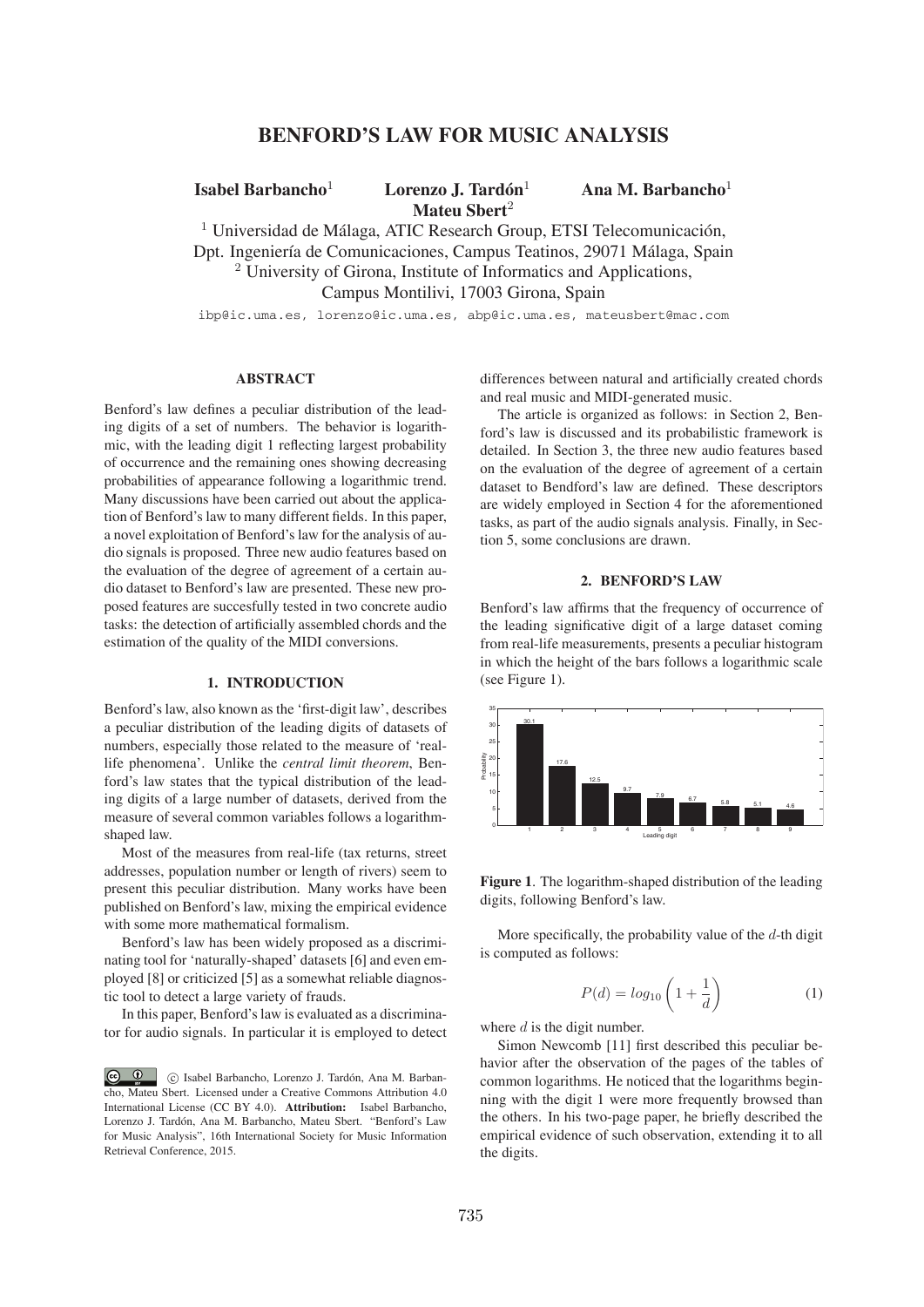# BENFORD'S LAW FOR MUSIC ANALYSIS

**Isabel Barbancho**[1] **Lorenzo J. Tardón**[1] **Ana M. Barbancho**[1] **Mateu Sbert**[2]

[1] Universidad de Málaga, ATIC Research Group, ETSI Telecomunicación, Dpt. Ingeniería de Comunicaciones, Campus Teatinos, 29071 Málaga, Spain
[2] University of Girona, Institute of Informatics and Applications, Campus Montilivi, 17003 Girona, Spain

ibp@ic.uma.es, lorenzo@ic.uma.es, abp@ic.uma.es, mateusbert@mac.com

## ABSTRACT

Benford's law defines a peculiar distribution of the leading digits of a set of numbers. The behavior is logarithmic, with the leading digit 1 reflecting largest probability of occurrence and the remaining ones showing decreasing probabilities of appearance following a logarithmic trend. Many discussions have been carried out about the application of Benford's law to many different fields. In this paper, a novel exploitation of Benford's law for the analysis of audio signals is proposed. Three new audio features based on the evaluation of the degree of agreement of a certain audio dataset to Benford's law are presented. These new proposed features are succesfully tested in two concrete audio tasks: the detection of artificially assembled chords and the estimation of the quality of the MIDI conversions.

## 1. INTRODUCTION

Benford's law, also known as the 'first-digit law', describes a peculiar distribution of the leading digits of datasets of numbers, especially those related to the measure of 'real-life phenomena'. Unlike the *central limit theorem*, Benford's law states that the typical distribution of the leading digits of a large number of datasets, derived from the measure of several common variables follows a logarithm-shaped law.

Most of the measures from real-life (tax returns, street addresses, population number or length of rivers) seem to present this peculiar distribution. Many works have been published on Benford's law, mixing the empirical evidence with some more mathematical formalism.

Benford's law has been widely proposed as a discriminating tool for 'naturally-shaped' datasets [6] and even employed [8] or criticized [5] as a somewhat reliable diagnostic tool to detect a large variety of frauds.

In this paper, Benford's law is evaluated as a discriminator for audio signals. In particular it is employed to detect differences between natural and artificially created chords and real music and MIDI-generated music.

The article is organized as follows: in Section 2, Benford's law is discussed and its probabilistic framework is detailed. In Section 3, the three new audio features based on the evaluation of the degree of agreement of a certain dataset to Bendford's law are defined. These descriptors are widely employed in Section 4 for the aforementioned tasks, as part of the audio signals analysis. Finally, in Section 5, some conclusions are drawn.

© Isabel Barbancho, Lorenzo J. Tardón, Ana M. Barbancho, Mateu Sbert. Licensed under a Creative Commons Attribution 4.0 International License (CC BY 4.0). **Attribution:** Isabel Barbancho, Lorenzo J. Tardón, Ana M. Barbancho, Mateu Sbert. "Benford's Law for Music Analysis", 16th International Society for Music Information Retrieval Conference, 2015.

## 2. BENFORD'S LAW

Benford's law affirms that the frequency of occurrence of the leading significative digit of a large dataset coming from real-life measurements, presents a peculiar histogram in which the height of the bars follows a logarithmic scale (see Figure 1).

| Leading digit | 1 | 2 | 3 | 4 | 5 | 6 | 7 | 8 | 9 |
|---|---|---|---|---|---|---|---|---|---|
| Probability | 30.1 | 17.6 | 12.5 | 9.7 | 7.9 | 6.7 | 5.8 | 5.1 | 4.6 |

**Figure 1**. The logarithm-shaped distribution of the leading digits, following Benford's law.

More specifically, the probability value of the $d$-th digit is computed as follows:

$$P(d) = log_{10}\left(1 + \frac{1}{d}\right) \tag{1}$$

where $d$ is the digit number.

Simon Newcomb [11] first described this peculiar behavior after the observation of the pages of the tables of common logarithms. He noticed that the logarithms beginning with the digit 1 were more frequently browsed than the others. In his two-page paper, he briefly described the empirical evidence of such observation, extending it to all the digits.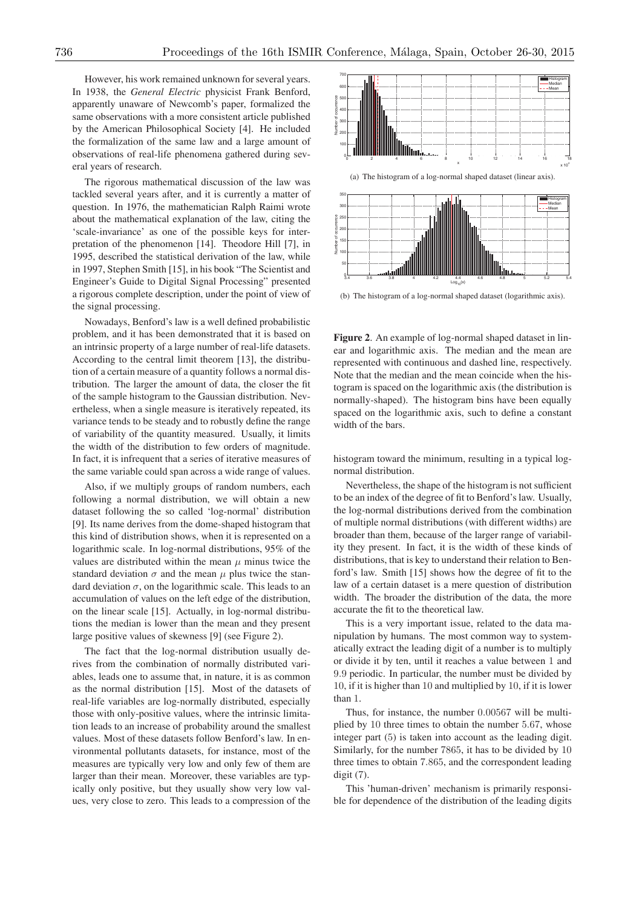However, his work remained unknown for several years. In 1938, the *General Electric* physicist Frank Benford, apparently unaware of Newcomb's paper, formalized the same observations with a more consistent article published by the American Philosophical Society [4]. He included the formalization of the same law and a large amount of observations of real-life phenomena gathered during several years of research.

The rigorous mathematical discussion of the law was tackled several years after, and it is currently a matter of question. In 1976, the mathematician Ralph Raimi wrote about the mathematical explanation of the law, citing the 'scale-invariance' as one of the possible keys for interpretation of the phenomenon [14]. Theodore Hill [7], in 1995, described the statistical derivation of the law, while in 1997, Stephen Smith [15], in his book "The Scientist and Engineer's Guide to Digital Signal Processing" presented a rigorous complete description, under the point of view of the signal processing.

Nowadays, Benford's law is a well defined probabilistic problem, and it has been demonstrated that it is based on an intrinsic property of a large number of real-life datasets. According to the central limit theorem [13], the distribution of a certain measure of a quantity follows a normal distribution. The larger the amount of data, the closer the fit of the sample histogram to the Gaussian distribution. Nevertheless, when a single measure is iteratively repeated, its variance tends to be steady and to robustly define the range of variability of the quantity measured. Usually, it limits the width of the distribution to few orders of magnitude. In fact, it is infrequent that a series of iterative measures of the same variable could span across a wide range of values.

Also, if we multiply groups of random numbers, each following a normal distribution, we will obtain a new dataset following the so called 'log-normal' distribution [9]. Its name derives from the dome-shaped histogram that this kind of distribution shows, when it is represented on a logarithmic scale. In log-normal distributions, 95% of the values are distributed within the mean $\mu$ minus twice the standard deviation $\sigma$ and the mean $\mu$ plus twice the standard deviation $\sigma$, on the logarithmic scale. This leads to an accumulation of values on the left edge of the distribution, on the linear scale [15]. Actually, in log-normal distributions the median is lower than the mean and they present large positive values of skewness [9] (see Figure 2).

The fact that the log-normal distribution usually derives from the combination of normally distributed variables, leads one to assume that, in nature, it is as common as the normal distribution [15]. Most of the datasets of real-life variables are log-normally distributed, especially those with only-positive values, where the intrinsic limitation leads to an increase of probability around the smallest values. Most of these datasets follow Benford's law. In environmental pollutants datasets, for instance, most of the measures are typically very low and only few of them are larger than their mean. Moreover, these variables are typically only positive, but they usually show very low values, very close to zero. This leads to a compression of the histogram toward the minimum, resulting in a typical log-normal distribution.

(a) The histogram of a log-normal shaped dataset (linear axis).

(b) The histogram of a log-normal shaped dataset (logarithmic axis).

**Figure 2**. An example of log-normal shaped dataset in linear and logarithmic axis. The median and the mean are represented with continuous and dashed line, respectively. Note that the median and the mean coincide when the histogram is spaced on the logarithmic axis (the distribution is normally-shaped). The histogram bins have been equally spaced on the logarithmic axis, such to define a constant width of the bars.

Nevertheless, the shape of the histogram is not sufficient to be an index of the degree of fit to Benford's law. Usually, the log-normal distributions derived from the combination of multiple normal distributions (with different widths) are broader than them, because of the larger range of variability they present. In fact, it is the width of these kinds of distributions, that is key to understand their relation to Benford's law. Smith [15] shows how the degree of fit to the law of a certain dataset is a mere question of distribution width. The broader the distribution of the data, the more accurate the fit to the theoretical law.

This is a very important issue, related to the data manipulation by humans. The most common way to systematically extract the leading digit of a number is to multiply or divide it by ten, until it reaches a value between $1$ and $9.9$ periodic. In particular, the number must be divided by $10$, if it is higher than $10$ and multiplied by $10$, if it is lower than $1$.

Thus, for instance, the number $0.00567$ will be multiplied by $10$ three times to obtain the number $5.67$, whose integer part $(5)$ is taken into account as the leading digit. Similarly, for the number $7865$, it has to be divided by $10$ three times to obtain $7.865$, and the correspondent leading digit $(7)$.

This 'human-driven' mechanism is primarily responsible for dependence of the distribution of the leading digits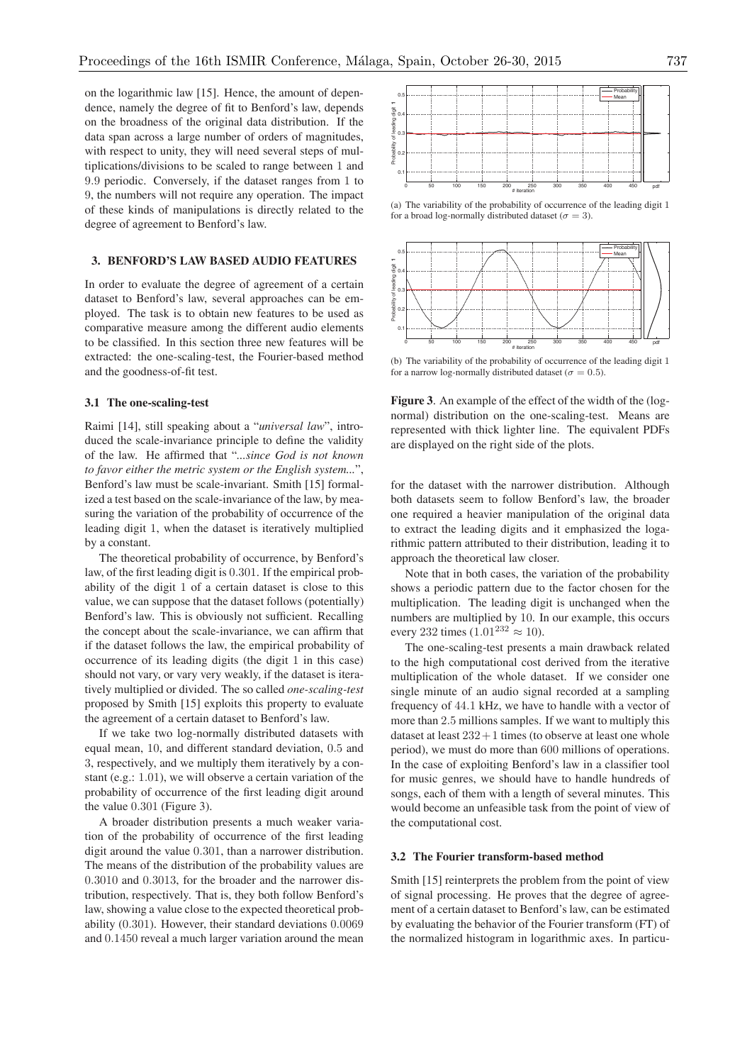on the logarithmic law [15]. Hence, the amount of dependence, namely the degree of fit to Benford's law, depends on the broadness of the original data distribution. If the data span across a large number of orders of magnitudes, with respect to unity, they will need several steps of multiplications/divisions to be scaled to range between 1 and 9.9 periodic. Conversely, if the dataset ranges from 1 to 9, the numbers will not require any operation. The impact of these kinds of manipulations is directly related to the degree of agreement to Benford's law.

## 3. BENFORD'S LAW BASED AUDIO FEATURES

In order to evaluate the degree of agreement of a certain dataset to Benford's law, several approaches can be employed. The task is to obtain new features to be used as comparative measure among the different audio elements to be classified. In this section three new features will be extracted: the one-scaling-test, the Fourier-based method and the goodness-of-fit test.

### 3.1 The one-scaling-test

Raimi [14], still speaking about a "*universal law*", introduced the scale-invariance principle to define the validity of the law. He affirmed that "*...since God is not known to favor either the metric system or the English system...*", Benford's law must be scale-invariant. Smith [15] formalized a test based on the scale-invariance of the law, by measuring the variation of the probability of occurrence of the leading digit 1, when the dataset is iteratively multiplied by a constant.

The theoretical probability of occurrence, by Benford's law, of the first leading digit is 0.301. If the empirical probability of the digit 1 of a certain dataset is close to this value, we can suppose that the dataset follows (potentially) Benford's law. This is obviously not sufficient. Recalling the concept about the scale-invariance, we can affirm that if the dataset follows the law, the empirical probability of occurrence of its leading digits (the digit 1 in this case) should not vary, or vary very weakly, if the dataset is iteratively multiplied or divided. The so called *one-scaling-test* proposed by Smith [15] exploits this property to evaluate the agreement of a certain dataset to Benford's law.

If we take two log-normally distributed datasets with equal mean, 10, and different standard deviation, 0.5 and 3, respectively, and we multiply them iteratively by a constant (e.g.: 1.01), we will observe a certain variation of the probability of occurrence of the first leading digit around the value 0.301 (Figure 3).

A broader distribution presents a much weaker variation of the probability of occurrence of the first leading digit around the value 0.301, than a narrower distribution. The means of the distribution of the probability values are 0.3010 and 0.3013, for the broader and the narrower distribution, respectively. That is, they both follow Benford's law, showing a value close to the expected theoretical probability (0.301). However, their standard deviations 0.0069 and 0.1450 reveal a much larger variation around the mean for the dataset with the narrower distribution. Although both datasets seem to follow Benford's law, the broader one required a heavier manipulation of the original data to extract the leading digits and it emphasized the logarithmic pattern attributed to their distribution, leading it to approach the theoretical law closer.

(a) The variability of the probability of occurrence of the leading digit 1 for a broad log-normally distributed dataset ($\sigma = 3$).

(b) The variability of the probability of occurrence of the leading digit 1 for a narrow log-normally distributed dataset ($\sigma = 0.5$).

**Figure 3**. An example of the effect of the width of the (log-normal) distribution on the one-scaling-test. Means are represented with thick lighter line. The equivalent PDFs are displayed on the right side of the plots.

Note that in both cases, the variation of the probability shows a periodic pattern due to the factor chosen for the multiplication. The leading digit is unchanged when the numbers are multiplied by 10. In our example, this occurs every 232 times ($1.01^{232} \approx 10$).

The one-scaling-test presents a main drawback related to the high computational cost derived from the iterative multiplication of the whole dataset. If we consider one single minute of an audio signal recorded at a sampling frequency of 44.1 kHz, we have to handle with a vector of more than 2.5 millions samples. If we want to multiply this dataset at least $232 + 1$ times (to observe at least one whole period), we must do more than 600 millions of operations. In the case of exploiting Benford's law in a classifier tool for music genres, we should have to handle hundreds of songs, each of them with a length of several minutes. This would become an unfeasible task from the point of view of the computational cost.

### 3.2 The Fourier transform-based method

Smith [15] reinterprets the problem from the point of view of signal processing. He proves that the degree of agreement of a certain dataset to Benford's law, can be estimated by evaluating the behavior of the Fourier transform (FT) of the normalized histogram in logarithmic axes. In particu-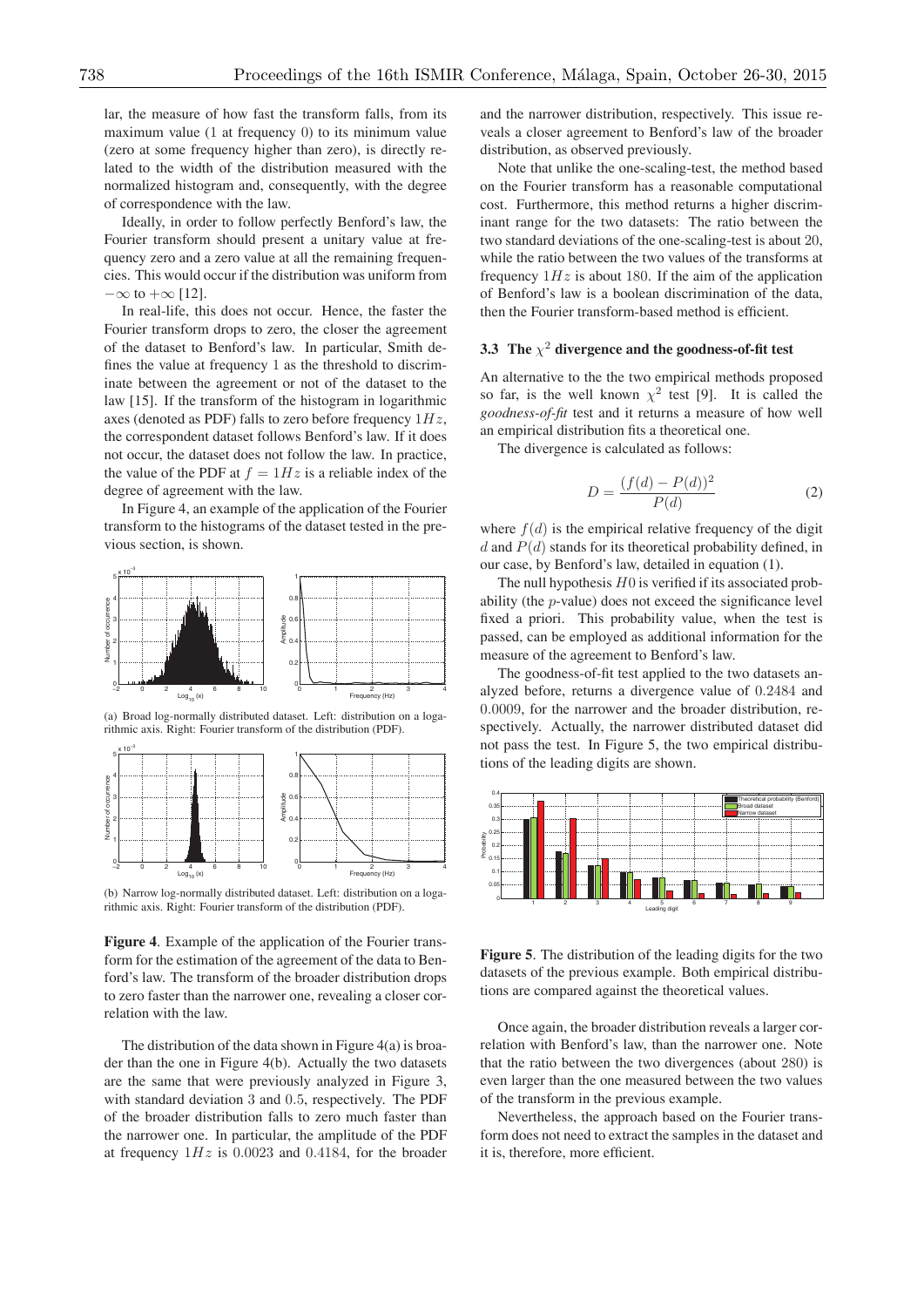lar, the measure of how fast the transform falls, from its maximum value (1 at frequency 0) to its minimum value (zero at some frequency higher than zero), is directly related to the width of the distribution measured with the normalized histogram and, consequently, with the degree of correspondence with the law.

Ideally, in order to follow perfectly Benford's law, the Fourier transform should present a unitary value at frequency zero and a zero value at all the remaining frequencies. This would occur if the distribution was uniform from $-\infty$ to $+\infty$ [12].

In real-life, this does not occur. Hence, the faster the Fourier transform drops to zero, the closer the agreement of the dataset to Benford's law. In particular, Smith defines the value at frequency 1 as the threshold to discriminate between the agreement or not of the dataset to the law [15]. If the transform of the histogram in logarithmic axes (denoted as PDF) falls to zero before frequency $1Hz$, the correspondent dataset follows Benford's law. If it does not occur, the dataset does not follow the law. In practice, the value of the PDF at $f = 1Hz$ is a reliable index of the degree of agreement with the law.

In Figure 4, an example of the application of the Fourier transform to the histograms of the dataset tested in the previous section, is shown.

(a) Broad log-normally distributed dataset. Left: distribution on a logarithmic axis. Right: Fourier transform of the distribution (PDF).

(b) Narrow log-normally distributed dataset. Left: distribution on a logarithmic axis. Right: Fourier transform of the distribution (PDF).

**Figure 4**. Example of the application of the Fourier transform for the estimation of the agreement of the data to Benford's law. The transform of the broader distribution drops to zero faster than the narrower one, revealing a closer correlation with the law.

The distribution of the data shown in Figure 4(a) is broader than the one in Figure 4(b). Actually the two datasets are the same that were previously analyzed in Figure 3, with standard deviation 3 and 0.5, respectively. The PDF of the broader distribution falls to zero much faster than the narrower one. In particular, the amplitude of the PDF at frequency $1Hz$ is 0.0023 and 0.4184, for the broader and the narrower distribution, respectively. This issue reveals a closer agreement to Benford's law of the broader distribution, as observed previously.

Note that unlike the one-scaling-test, the method based on the Fourier transform has a reasonable computational cost. Furthermore, this method returns a higher discriminant range for the two datasets: The ratio between the two standard deviations of the one-scaling-test is about 20, while the ratio between the two values of the transforms at frequency $1Hz$ is about 180. If the aim of the application of Benford's law is a boolean discrimination of the data, then the Fourier transform-based method is efficient.

### 3.3 The $\chi^2$ divergence and the goodness-of-fit test

An alternative to the the two empirical methods proposed so far, is the well known $\chi^2$ test [9]. It is called the *goodness-of-fit* test and it returns a measure of how well an empirical distribution fits a theoretical one.

The divergence is calculated as follows:

$$D = \frac{(f(d) - P(d))^2}{P(d)} \tag{2}$$

where $f(d)$ is the empirical relative frequency of the digit $d$ and $P(d)$ stands for its theoretical probability defined, in our case, by Benford's law, detailed in equation (1).

The null hypothesis $H0$ is verified if its associated probability (the $p$-value) does not exceed the significance level fixed a priori. This probability value, when the test is passed, can be employed as additional information for the measure of the agreement to Benford's law.

The goodness-of-fit test applied to the two datasets analyzed before, returns a divergence value of 0.2484 and 0.0009, for the narrower and the broader distribution, respectively. Actually, the narrower distributed dataset did not pass the test. In Figure 5, the two empirical distributions of the leading digits are shown.

**Figure 5**. The distribution of the leading digits for the two datasets of the previous example. Both empirical distributions are compared against the theoretical values.

Once again, the broader distribution reveals a larger correlation with Benford's law, than the narrower one. Note that the ratio between the two divergences (about 280) is even larger than the one measured between the two values of the transform in the previous example.

Nevertheless, the approach based on the Fourier transform does not need to extract the samples in the dataset and it is, therefore, more efficient.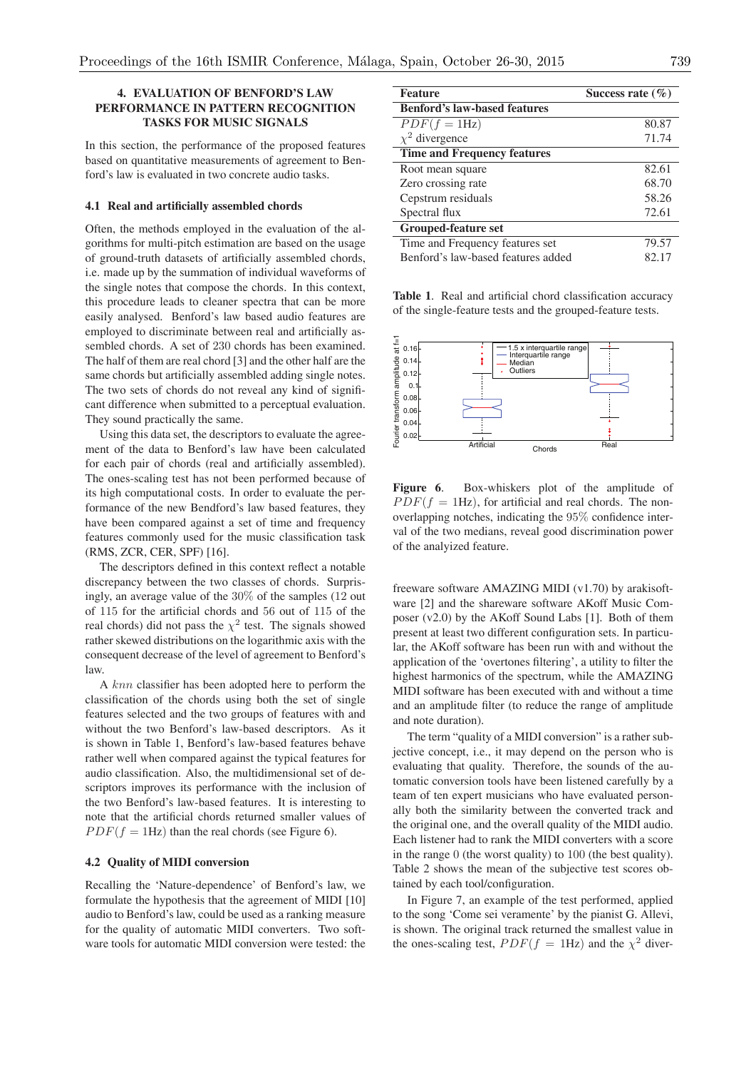## 4. EVALUATION OF BENFORD'S LAW PERFORMANCE IN PATTERN RECOGNITION TASKS FOR MUSIC SIGNALS

In this section, the performance of the proposed features based on quantitative measurements of agreement to Benford's law is evaluated in two concrete audio tasks.

### 4.1 Real and artificially assembled chords

Often, the methods employed in the evaluation of the algorithms for multi-pitch estimation are based on the usage of ground-truth datasets of artificially assembled chords, i.e. made up by the summation of individual waveforms of the single notes that compose the chords. In this context, this procedure leads to cleaner spectra that can be more easily analysed. Benford's law based audio features are employed to discriminate between real and artificially assembled chords. A set of 230 chords has been examined. The half of them are real chord [3] and the other half are the same chords but artificially assembled adding single notes. The two sets of chords do not reveal any kind of significant difference when submitted to a perceptual evaluation. They sound practically the same.

Using this data set, the descriptors to evaluate the agreement of the data to Benford's law have been calculated for each pair of chords (real and artificially assembled). The ones-scaling test has not been performed because of its high computational costs. In order to evaluate the performance of the new Bendford's law based features, they have been compared against a set of time and frequency features commonly used for the music classification task (RMS, ZCR, CER, SPF) [16].

The descriptors defined in this context reflect a notable discrepancy between the two classes of chords. Surprisingly, an average value of the 30% of the samples (12 out of 115 for the artificial chords and 56 out of 115 of the real chords) did not pass the $\chi^2$ test. The signals showed rather skewed distributions on the logarithmic axis with the consequent decrease of the level of agreement to Benford's law.

A $knn$ classifier has been adopted here to perform the classification of the chords using both the set of single features selected and the two groups of features with and without the two Benford's law-based descriptors. As it is shown in Table 1, Benford's law-based features behave rather well when compared against the typical features for audio classification. Also, the multidimensional set of descriptors improves its performance with the inclusion of the two Benford's law-based features. It is interesting to note that the artificial chords returned smaller values of $PDF(f = 1\text{Hz})$ than the real chords (see Figure 6).

| Feature | Success rate (%) |
|---|---|
| **Benford's law-based features** | |
| $PDF(f = 1\text{Hz})$ | 80.87 |
| $\chi^2$ divergence | 71.74 |
| **Time and Frequency features** | |
| Root mean square | 82.61 |
| Zero crossing rate | 68.70 |
| Cepstrum residuals | 58.26 |
| Spectral flux | 72.61 |
| **Grouped-feature set** | |
| Time and Frequency features set | 79.57 |
| Benford's law-based features added | 82.17 |

**Table 1**. Real and artificial chord classification accuracy of the single-feature tests and the grouped-feature tests.

**Figure 6**. Box-whiskers plot of the amplitude of $PDF(f = 1\text{Hz})$, for artificial and real chords. The non-overlapping notches, indicating the 95% confidence interval of the two medians, reveal good discrimination power of the analyized feature.

### 4.2 Quality of MIDI conversion

Recalling the 'Nature-dependence' of Benford's law, we formulate the hypothesis that the agreement of MIDI [10] audio to Benford's law, could be used as a ranking measure for the quality of automatic MIDI converters. Two software tools for automatic MIDI conversion were tested: the freeware software AMAZING MIDI (v1.70) by arakisoftware [2] and the shareware software AKoff Music Composer (v2.0) by the AKoff Sound Labs [1]. Both of them present at least two different configuration sets. In particular, the AKoff software has been run with and without the application of the 'overtones filtering', a utility to filter the highest harmonics of the spectrum, while the AMAZING MIDI software has been executed with and without a time and an amplitude filter (to reduce the range of amplitude and note duration).

The term "quality of a MIDI conversion" is a rather subjective concept, i.e., it may depend on the person who is evaluating that quality. Therefore, the sounds of the automatic conversion tools have been listened carefully by a team of ten expert musicians who have evaluated personally both the similarity between the converted track and the original one, and the overall quality of the MIDI audio. Each listener had to rank the MIDI converters with a score in the range 0 (the worst quality) to 100 (the best quality). Table 2 shows the mean of the subjective test scores obtained by each tool/configuration.

In Figure 7, an example of the test performed, applied to the song 'Come sei veramente' by the pianist G. Allevi, is shown. The original track returned the smallest value in the ones-scaling test, $PDF(f = 1\text{Hz})$ and the $\chi^2$ diver-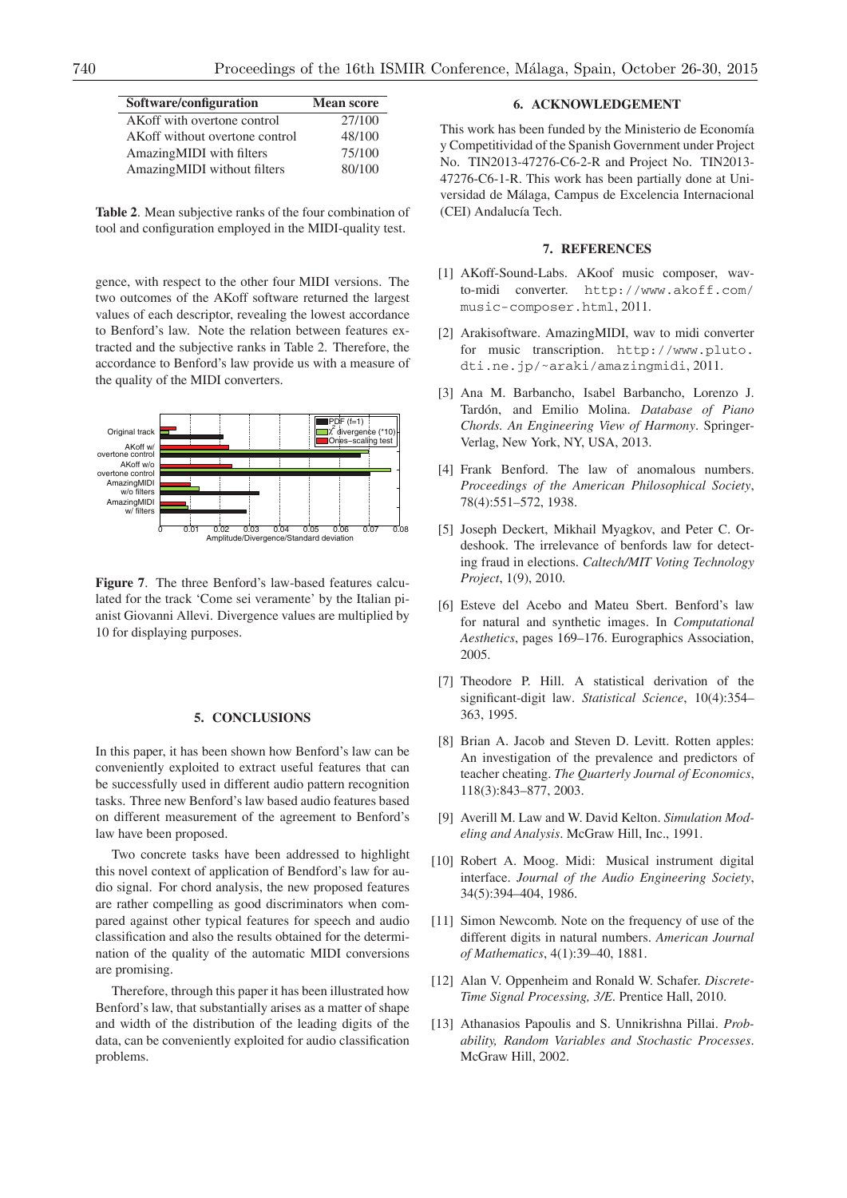| Software/configuration | Mean score |
|---|---|
| AKoff with overtone control | 27/100 |
| AKoff without overtone control | 48/100 |
| AmazingMIDI with filters | 75/100 |
| AmazingMIDI without filters | 80/100 |

**Table 2**. Mean subjective ranks of the four combination of tool and configuration employed in the MIDI-quality test.

gence, with respect to the other four MIDI versions. The two outcomes of the AKoff software returned the largest values of each descriptor, revealing the lowest accordance to Benford's law. Note the relation between features extracted and the subjective ranks in Table 2. Therefore, the accordance to Benford's law provide us with a measure of the quality of the MIDI converters.

**Figure 7**. The three Benford's law-based features calculated for the track 'Come sei veramente' by the Italian pianist Giovanni Allevi. Divergence values are multiplied by 10 for displaying purposes.

## 5. CONCLUSIONS

In this paper, it has been shown how Benford's law can be conveniently exploited to extract useful features that can be successfully used in different audio pattern recognition tasks. Three new Benford's law based audio features based on different measurement of the agreement to Benford's law have been proposed.

Two concrete tasks have been addressed to highlight this novel context of application of Bendford's law for audio signal. For chord analysis, the new proposed features are rather compelling as good discriminators when compared against other typical features for speech and audio classification and also the results obtained for the determination of the quality of the automatic MIDI conversions are promising.

Therefore, through this paper it has been illustrated how Benford's law, that substantially arises as a matter of shape and width of the distribution of the leading digits of the data, can be conveniently exploited for audio classification problems.

## 6. ACKNOWLEDGEMENT

This work has been funded by the Ministerio de Economía y Competitividad of the Spanish Government under Project No. TIN2013-47276-C6-2-R and Project No. TIN2013-47276-C6-1-R. This work has been partially done at Universidad de Málaga, Campus de Excelencia Internacional (CEI) Andalucía Tech.

## 7. REFERENCES

[1] AKoff-Sound-Labs. AKoof music composer, wav-to-midi converter. http://www.akoff.com/music-composer.html, 2011.

[2] Arakisoftware. AmazingMIDI, wav to midi converter for music transcription. http://www.pluto.dti.ne.jp/~araki/amazingmidi, 2011.

[3] Ana M. Barbancho, Isabel Barbancho, Lorenzo J. Tardón, and Emilio Molina. *Database of Piano Chords. An Engineering View of Harmony*. Springer-Verlag, New York, NY, USA, 2013.

[4] Frank Benford. The law of anomalous numbers. *Proceedings of the American Philosophical Society*, 78(4):551–572, 1938.

[5] Joseph Deckert, Mikhail Myagkov, and Peter C. Ordeshook. The irrelevance of benfords law for detecting fraud in elections. *Caltech/MIT Voting Technology Project*, 1(9), 2010.

[6] Esteve del Acebo and Mateu Sbert. Benford's law for natural and synthetic images. In *Computational Aesthetics*, pages 169–176. Eurographics Association, 2005.

[7] Theodore P. Hill. A statistical derivation of the significant-digit law. *Statistical Science*, 10(4):354–363, 1995.

[8] Brian A. Jacob and Steven D. Levitt. Rotten apples: An investigation of the prevalence and predictors of teacher cheating. *The Quarterly Journal of Economics*, 118(3):843–877, 2003.

[9] Averill M. Law and W. David Kelton. *Simulation Modeling and Analysis*. McGraw Hill, Inc., 1991.

[10] Robert A. Moog. Midi: Musical instrument digital interface. *Journal of the Audio Engineering Society*, 34(5):394–404, 1986.

[11] Simon Newcomb. Note on the frequency of use of the different digits in natural numbers. *American Journal of Mathematics*, 4(1):39–40, 1881.

[12] Alan V. Oppenheim and Ronald W. Schafer. *Discrete-Time Signal Processing, 3/E*. Prentice Hall, 2010.

[13] Athanasios Papoulis and S. Unnikrishna Pillai. *Probability, Random Variables and Stochastic Processes*. McGraw Hill, 2002.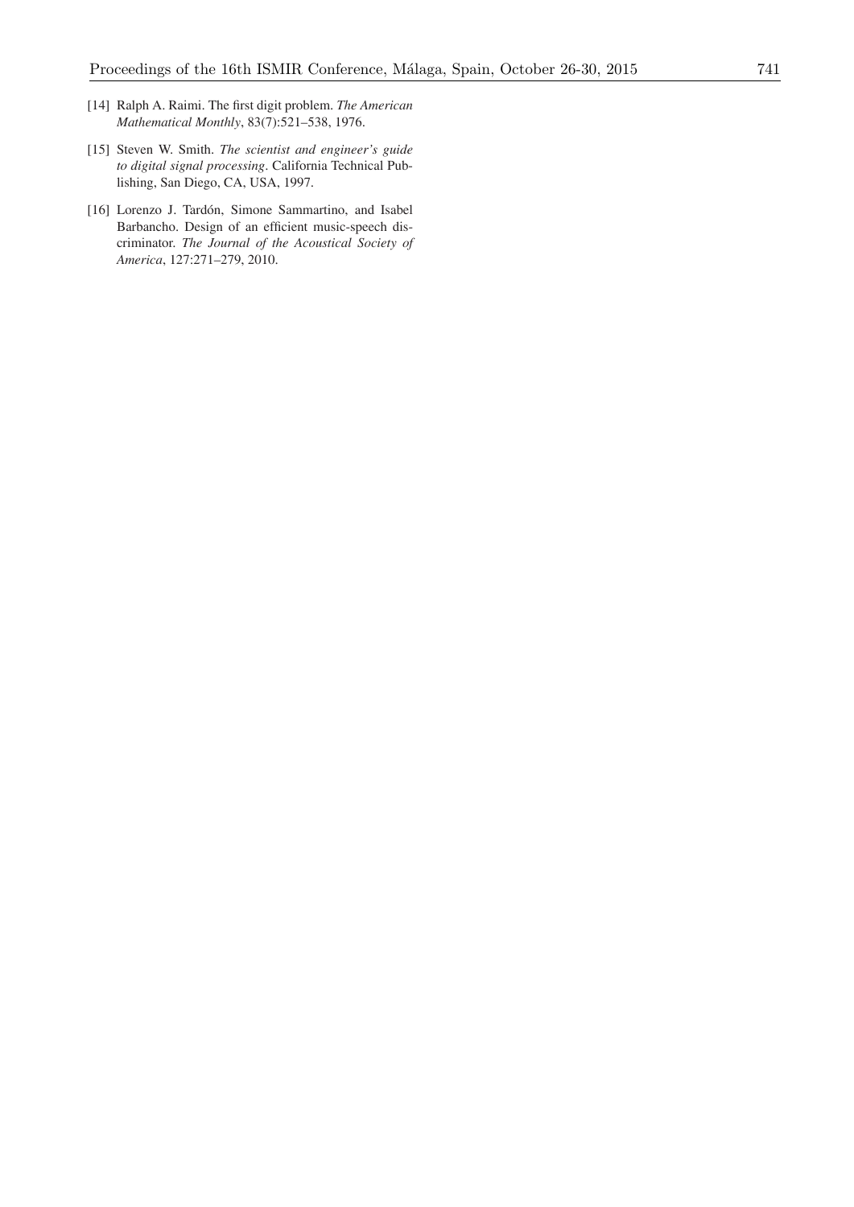[14] Ralph A. Raimi. The first digit problem. *The American Mathematical Monthly*, 83(7):521–538, 1976.

[15] Steven W. Smith. *The scientist and engineer's guide to digital signal processing*. California Technical Publishing, San Diego, CA, USA, 1997.

[16] Lorenzo J. Tardón, Simone Sammartino, and Isabel Barbancho. Design of an efficient music-speech discriminator. *The Journal of the Acoustical Society of America*, 127:271–279, 2010.